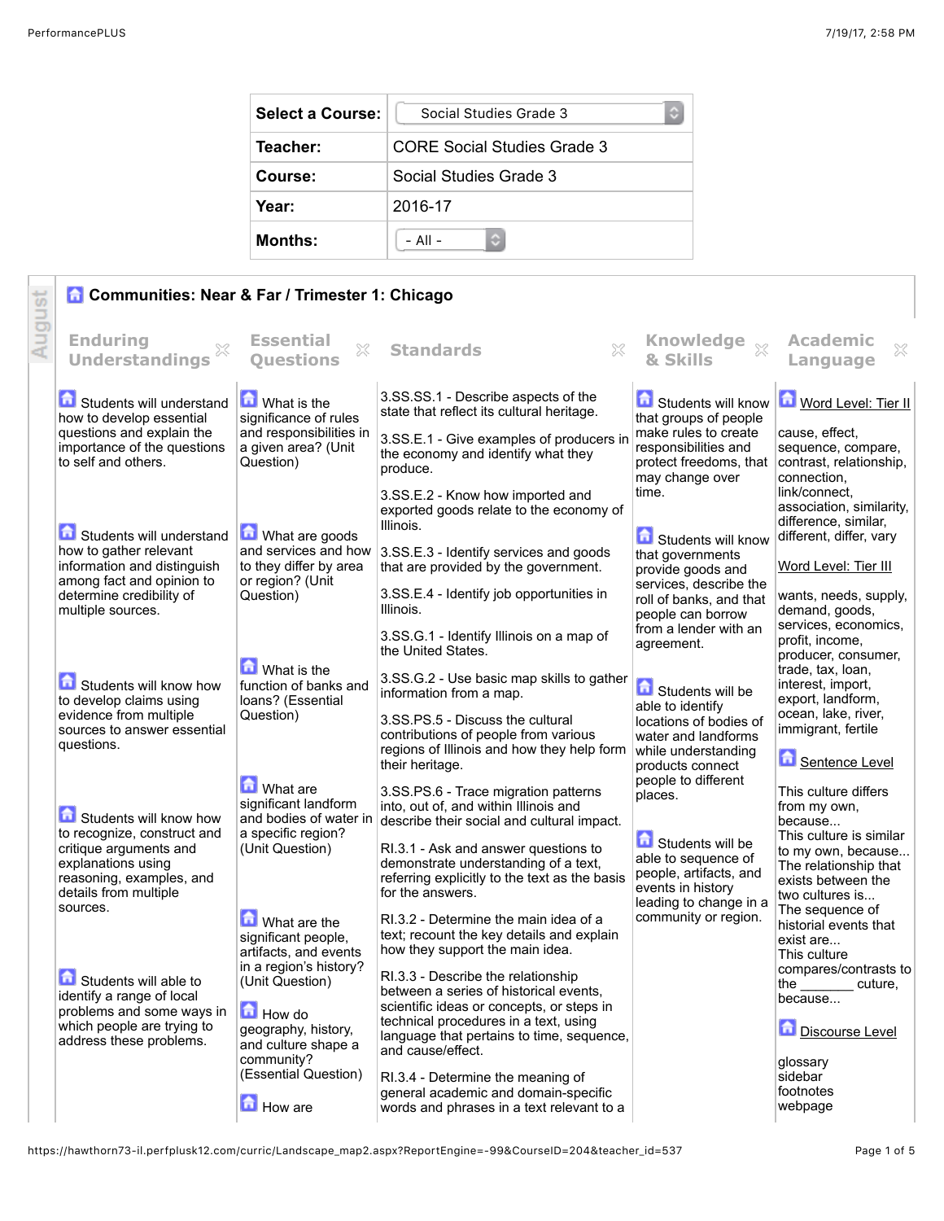| Select a Course: | Social Studies Grade 3 |
| --- | --- |
| Teacher: | CORE Social Studies Grade 3 |
| Course: | Social Studies Grade 3 |
| Year: | 2016-17 |
| Months: | - All - |

August

## Communities: Near & Far / Trimester 1: Chicago

| Enduring Understandings | Essential Questions | Standards | Knowledge & Skills | Academic Language |
| --- | --- | --- | --- | --- |
| Students will understand how to develop essential questions and explain the importance of the questions to self and others.<br><br>Students will understand how to gather relevant information and distinguish among fact and opinion to determine credibility of multiple sources.<br><br>Students will know how to develop claims using evidence from multiple sources to answer essential questions.<br><br>Students will know how to recognize, construct and critique arguments and explanations using reasoning, examples, and details from multiple sources.<br><br>Students will able to identify a range of local problems and some ways in which people are trying to address these problems. | What is the significance of rules and responsibilities in a given area? (Unit Question)<br><br>What are goods and services and how to they differ by area or region? (Unit Question)<br><br>What is the function of banks and loans? (Essential Question)<br><br>What are significant landform and bodies of water in a specific region? (Unit Question)<br><br>What are the significant people, artifacts, and events in a region's history? (Unit Question)<br><br>How do geography, history, and culture shape a community? (Essential Question)<br><br>How are | 3.SS.SS.1 - Describe aspects of the state that reflect its cultural heritage.<br><br>3.SS.E.1 - Give examples of producers in the economy and identify what they produce.<br><br>3.SS.E.2 - Know how imported and exported goods relate to the economy of Illinois.<br><br>3.SS.E.3 - Identify services and goods that are provided by the government.<br><br>3.SS.E.4 - Identify job opportunities in Illinois.<br><br>3.SS.G.1 - Identify Illinois on a map of the United States.<br><br>3.SS.G.2 - Use basic map skills to gather information from a map.<br><br>3.SS.PS.5 - Discuss the cultural contributions of people from various regions of Illinois and how they help form their heritage.<br><br>3.SS.PS.6 - Trace migration patterns into, out of, and within Illinois and describe their social and cultural impact.<br><br>RI.3.1 - Ask and answer questions to demonstrate understanding of a text, referring explicitly to the text as the basis for the answers.<br><br>RI.3.2 - Determine the main idea of a text; recount the key details and explain how they support the main idea.<br><br>RI.3.3 - Describe the relationship between a series of historical events, scientific ideas or concepts, or steps in technical procedures in a text, using language that pertains to time, sequence, and cause/effect.<br><br>RI.3.4 - Determine the meaning of general academic and domain-specific words and phrases in a text relevant to a | Students will know that groups of people make rules to create responsibilities and protect freedoms, that may change over time.<br><br>Students will know that governments provide goods and services, describe the roll of banks, and that people can borrow from a lender with an agreement.<br><br>Students will be able to identify locations of bodies of water and landforms while understanding products connect people to different places.<br><br>Students will be able to sequence of people, artifacts, and events in history leading to change in a community or region. | Word Level: Tier II<br><br>cause, effect, sequence, compare, contrast, relationship, connection, link/connect, association, similarity, difference, similar, different, differ, vary<br><br>Word Level: Tier III<br><br>wants, needs, supply, demand, goods, services, economics, profit, income, producer, consumer, trade, tax, loan, interest, import, export, landform, ocean, lake, river, immigrant, fertile<br><br>Sentence Level<br><br>This culture differs from my own, because...<br>This culture is similar to my own, because...<br>The relationship that exists between the two cultures is...<br>The sequence of historical events that exist are...<br>This culture compares/contrasts to the _______ cuture, because...<br><br>Discourse Level<br><br>glossary<br>sidebar<br>footnotes<br>webpage |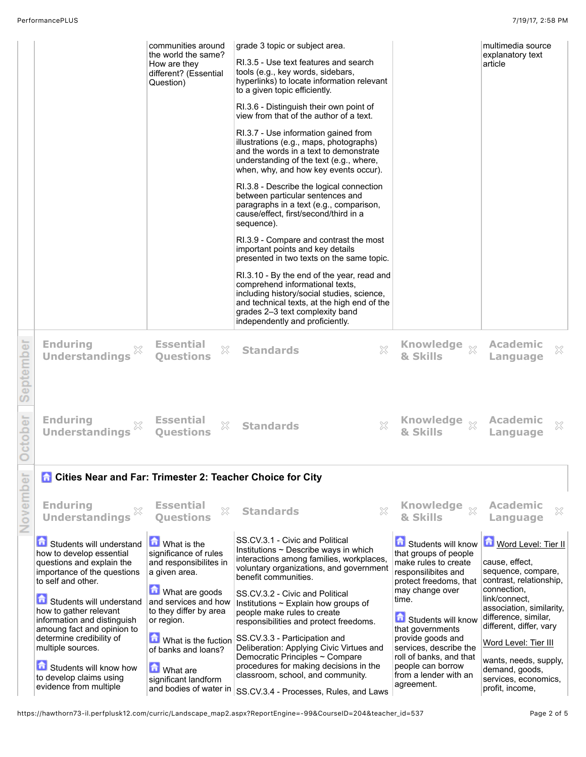| Enduring Understandings | Essential Questions | Standards | Knowledge & Skills | Academic Language |
|---|---|---|---|---|
| | communities around the world the same? How are they different? (Essential Question) | grade 3 topic or subject area.<br><br>RI.3.5 - Use text features and search tools (e.g., key words, sidebars, hyperlinks) to locate information relevant to a given topic efficiently.<br><br>RI.3.6 - Distinguish their own point of view from that of the author of a text.<br><br>RI.3.7 - Use information gained from illustrations (e.g., maps, photographs) and the words in a text to demonstrate understanding of the text (e.g., where, when, why, and how key events occur).<br><br>RI.3.8 - Describe the logical connection between particular sentences and paragraphs in a text (e.g., comparison, cause/effect, first/second/third in a sequence).<br><br>RI.3.9 - Compare and contrast the most important points and key details presented in two texts on the same topic.<br><br>RI.3.10 - By the end of the year, read and comprehend informational texts, including history/social studies, science, and technical texts, at the high end of the grades 2–3 text complexity band independently and proficiently. | | multimedia source explanatory text article |

## September

| Enduring Understandings | Essential Questions | Standards | Knowledge & Skills | Academic Language |
|---|---|---|---|---|

## October

| Enduring Understandings | Essential Questions | Standards | Knowledge & Skills | Academic Language |
|---|---|---|---|---|

## November

### Cities Near and Far: Trimester 2: Teacher Choice for City

| Enduring Understandings | Essential Questions | Standards | Knowledge & Skills | Academic Language |
|---|---|---|---|---|
| Students will understand how to develop essential questions and explain the importance of the questions to self and other.<br><br>Students will understand how to gather relevant information and distinguish amoung fact and opinion to determine credibility of multiple sources.<br><br>Students will know how to develop claims using evidence from multiple | What is the significance of rules and responsibilites in a given area.<br><br>What are goods and services and how to they differ by area or region.<br><br>What is the fuction of banks and loans?<br><br>What are significant landform and bodies of water in | SS.CV.3.1 - Civic and Political Institutions ~ Describe ways in which interactions among families, workplaces, voluntary organizations, and government benefit communities.<br><br>SS.CV.3.2 - Civic and Political Institutions ~ Explain how groups of people make rules to create responsibilities and protect freedoms.<br><br>SS.CV.3.3 - Participation and Deliberation: Applying Civic Virtues and Democratic Principles ~ Compare procedures for making decisions in the classroom, school, and community.<br><br>SS.CV.3.4 - Processes, Rules, and Laws | Students will know that groups of people make rules to create responsilibites and protect freedoms, that may change over time.<br><br>Students will know that governments provide goods and services, describe the roll of banks, and that people can borrow from a lender with an agreement. | Word Level: Tier II<br><br>cause, effect, sequence, compare, contrast, relationship, connection, link/connect, association, similarity, difference, similar, different, differ, vary<br><br>Word Level: Tier III<br><br>wants, needs, supply, demand, goods, services, economics, profit, income, |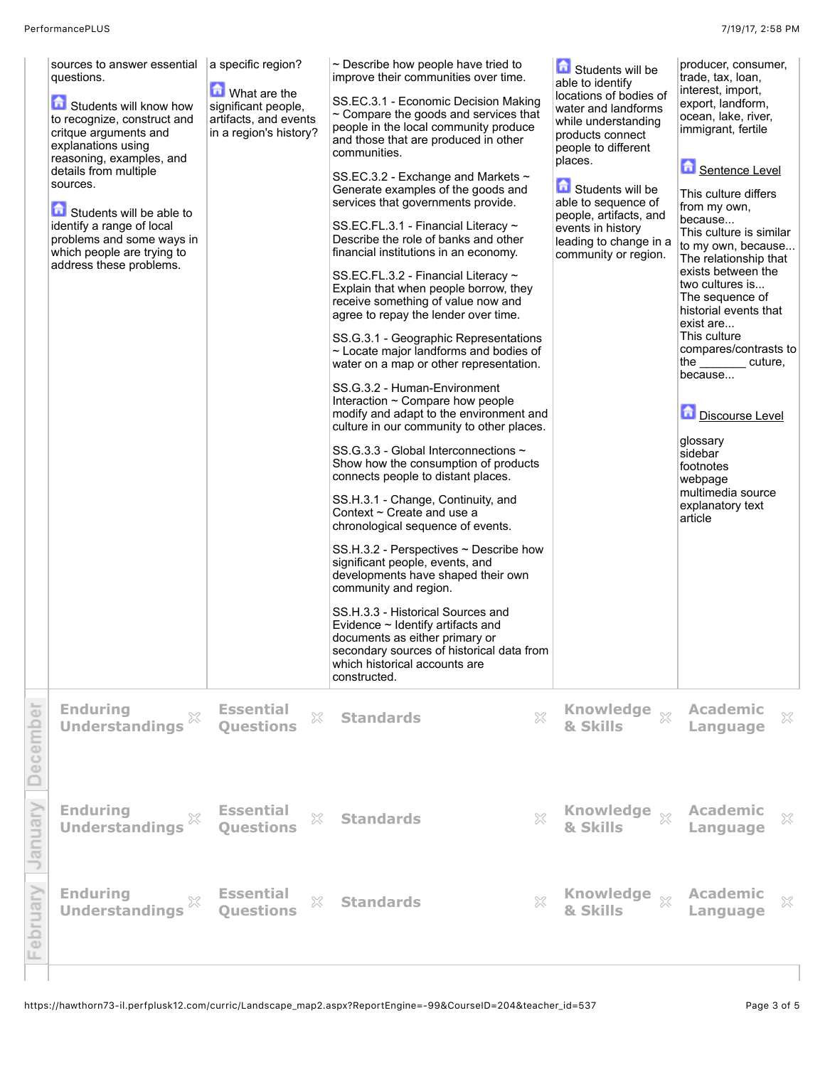| | Enduring Understandings | Essential Questions | Standards | Knowledge & Skills | Academic Language |
| --- | --- | --- | --- | --- | --- |
| | sources to answer essential questions.<br><br>Students will know how to recognize, construct and critque arguments and explanations using reasoning, examples, and details from multiple sources.<br><br>Students will be able to identify a range of local problems and some ways in which people are trying to address these problems. | a specific region?<br><br>What are the significant people, artifacts, and events in a region's history? | ~ Describe how people have tried to improve their communities over time.<br><br>SS.EC.3.1 - Economic Decision Making ~ Compare the goods and services that people in the local community produce and those that are produced in other communities.<br><br>SS.EC.3.2 - Exchange and Markets ~ Generate examples of the goods and services that governments provide.<br><br>SS.EC.FL.3.1 - Financial Literacy ~ Describe the role of banks and other financial institutions in an economy.<br><br>SS.EC.FL.3.2 - Financial Literacy ~ Explain that when people borrow, they receive something of value now and agree to repay the lender over time.<br><br>SS.G.3.1 - Geographic Representations ~ Locate major landforms and bodies of water on a map or other representation.<br><br>SS.G.3.2 - Human-Environment Interaction ~ Compare how people modify and adapt to the environment and culture in our community to other places.<br><br>SS.G.3.3 - Global Interconnections ~ Show how the consumption of products connects people to distant places.<br><br>SS.H.3.1 - Change, Continuity, and Context ~ Create and use a chronological sequence of events.<br><br>SS.H.3.2 - Perspectives ~ Describe how significant people, events, and developments have shaped their own community and region.<br><br>SS.H.3.3 - Historical Sources and Evidence ~ Identify artifacts and documents as either primary or secondary sources of historical data from which historical accounts are constructed. | Students will be able to identify locations of bodies of water and landforms while understanding products connect people to different places.<br><br>Students will be able to sequence of people, artifacts, and events in history leading to change in a community or region. | producer, consumer, trade, tax, loan, interest, import, export, landform, ocean, lake, river, immigrant, fertile<br><br>Sentence Level<br><br>This culture differs from my own, because...<br>This culture is similar to my own, because...<br>The relationship that exists between the two cultures is...<br>The sequence of historial events that exist are...<br>This culture compares/contrasts to the _______ cuture, because...<br><br>Discourse Level<br><br>glossary<br>sidebar<br>footnotes<br>webpage<br>multimedia source<br>explanatory text<br>article |
| December | Enduring Understandings | Essential Questions | Standards | Knowledge & Skills | Academic Language |
| January | Enduring Understandings | Essential Questions | Standards | Knowledge & Skills | Academic Language |
| February | Enduring Understandings | Essential Questions | Standards | Knowledge & Skills | Academic Language |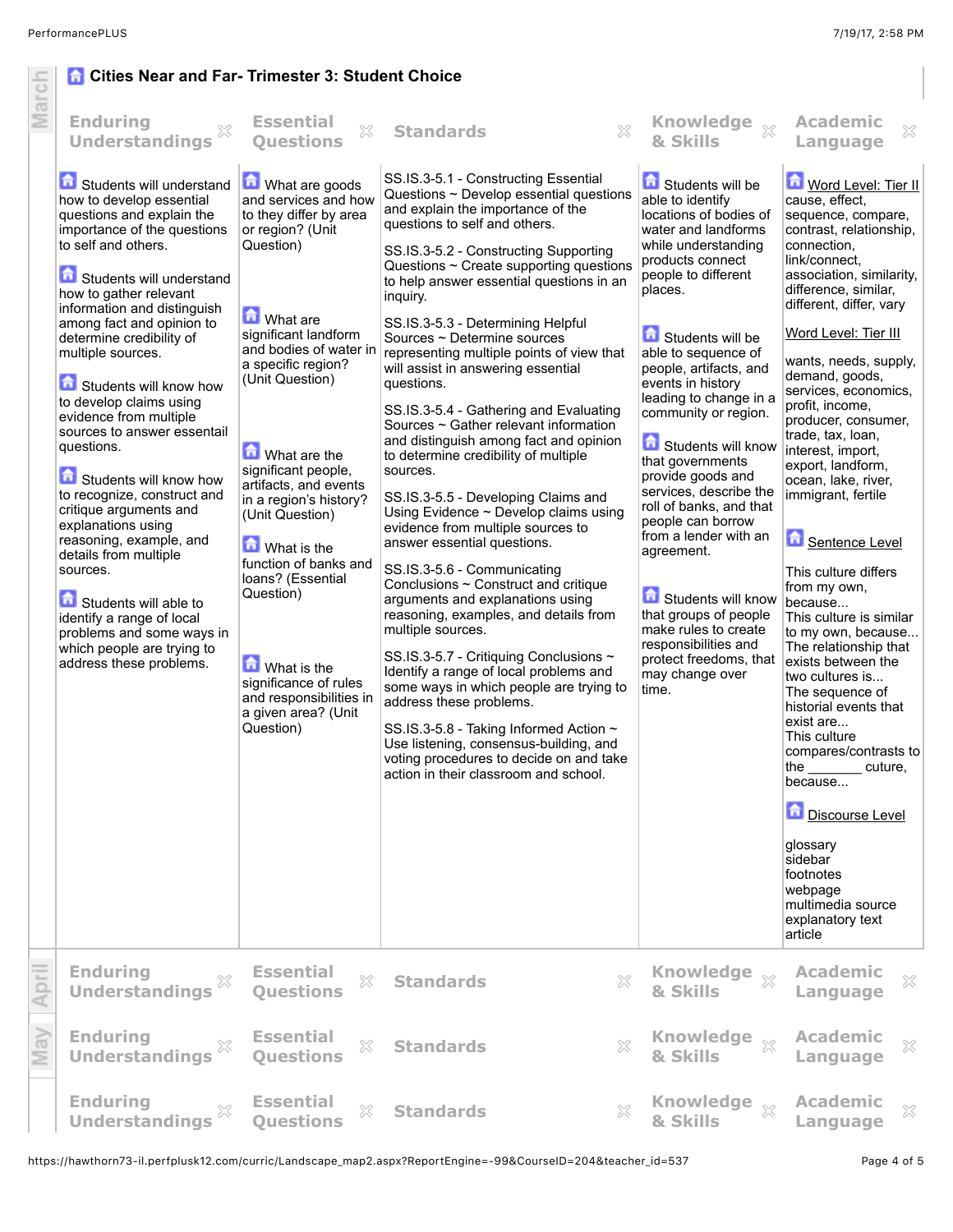## Cities Near and Far- Trimester 3: Student Choice

**March**

| Enduring Understandings | Essential Questions | Standards | Knowledge & Skills | Academic Language |
|---|---|---|---|---|
| Students will understand how to develop essential questions and explain the importance of the questions to self and others.<br><br>Students will understand how to gather relevant information and distinguish among fact and opinion to determine credibility of multiple sources.<br><br>Students will know how to develop claims using evidence from multiple sources to answer essentail questions.<br><br>Students will know how to recognize, construct and critique arguments and explanations using reasoning, example, and details from multiple sources.<br><br>Students will able to identify a range of local problems and some ways in which people are trying to address these problems. | What are goods and services and how to they differ by area or region? (Unit Question)<br><br>What are significant landform and bodies of water in a specific region? (Unit Question)<br><br>What are the significant people, artifacts, and events in a region's history? (Unit Question)<br><br>What is the function of banks and loans? (Essential Question)<br><br>What is the significance of rules and responsibilities in a given area? (Unit Question) | SS.IS.3-5.1 - Constructing Essential Questions ~ Develop essential questions and explain the importance of the questions to self and others.<br><br>SS.IS.3-5.2 - Constructing Supporting Questions ~ Create supporting questions to help answer essential questions in an inquiry.<br><br>SS.IS.3-5.3 - Determining Helpful Sources ~ Determine sources representing multiple points of view that will assist in answering essential questions.<br><br>SS.IS.3-5.4 - Gathering and Evaluating Sources ~ Gather relevant information and distinguish among fact and opinion to determine credibility of multiple sources.<br><br>SS.IS.3-5.5 - Developing Claims and Using Evidence ~ Develop claims using evidence from multiple sources to answer essential questions.<br><br>SS.IS.3-5.6 - Communicating Conclusions ~ Construct and critique arguments and explanations using reasoning, examples, and details from multiple sources.<br><br>SS.IS.3-5.7 - Critiquing Conclusions ~ Identify a range of local problems and some ways in which people are trying to address these problems.<br><br>SS.IS.3-5.8 - Taking Informed Action ~ Use listening, consensus-building, and voting procedures to decide on and take action in their classroom and school. | Students will be able to identify locations of bodies of water and landforms while understanding products connect people to different places.<br><br>Students will be able to sequence of people, artifacts, and events in history leading to change in a community or region.<br><br>Students will know that governments provide goods and services, describe the roll of banks, and that people can borrow from a lender with an agreement.<br><br>Students will know that groups of people make rules to create responsibilities and protect freedoms, that may change over time. | **Word Level: Tier II**<br>cause, effect, sequence, compare, contrast, relationship, connection, link/connect, association, similarity, difference, similar, different, differ, vary<br><br>**Word Level: Tier III**<br><br>wants, needs, supply, demand, goods, services, economics, profit, income, producer, consumer, trade, tax, loan, interest, import, export, landform, ocean, lake, river, immigrant, fertile<br><br>**Sentence Level**<br><br>This culture differs from my own, because...<br>This culture is similar to my own, because...<br>The relationship that exists between the two cultures is...<br>The sequence of historial events that exist are...<br>This culture compares/contrasts to the _______ cuture, because...<br><br>**Discourse Level**<br><br>glossary<br>sidebar<br>footnotes<br>webpage<br>multimedia source<br>explanatory text<br>article |

**April**

| Enduring Understandings | Essential Questions | Standards | Knowledge & Skills | Academic Language |
|---|---|---|---|---|

**May**

| Enduring Understandings | Essential Questions | Standards | Knowledge & Skills | Academic Language |
|---|---|---|---|---|

| Enduring Understandings | Essential Questions | Standards | Knowledge & Skills | Academic Language |
|---|---|---|---|---|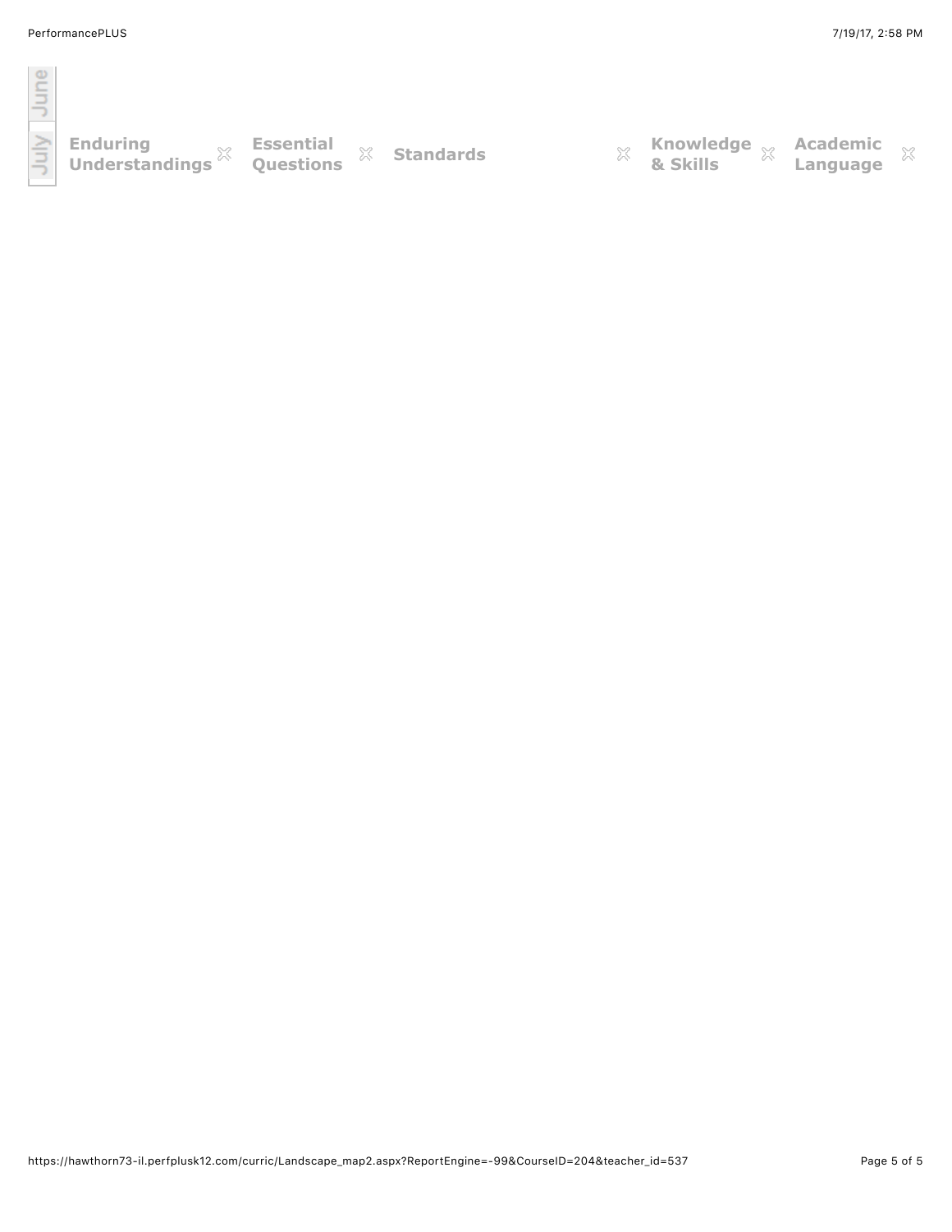| June / July | Enduring Understandings | Essential Questions | Standards | Knowledge & Skills | Academic Language |
|---|---|---|---|---|---|